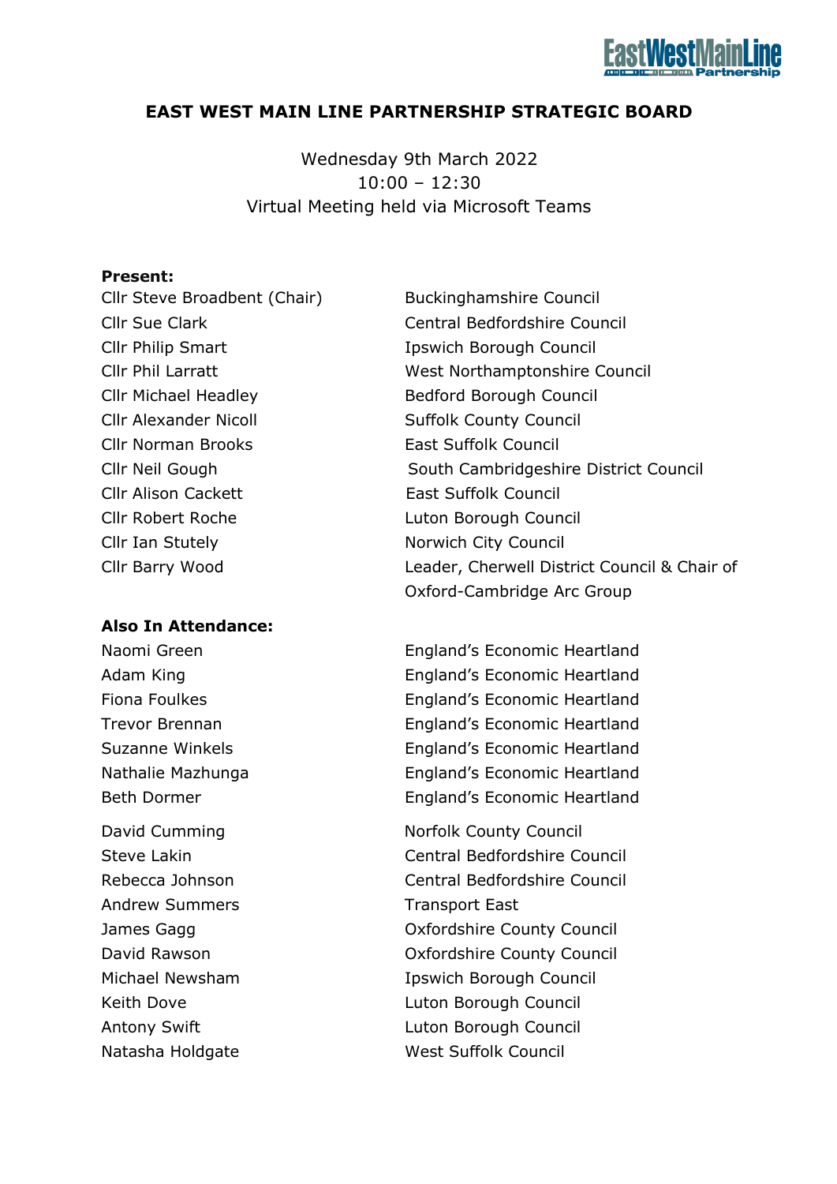# EAST WEST MAIN LINE PARTNERSHIP STRATEGIC BOARD

Wednesday 9th March 2022
10:00 – 12:30
Virtual Meeting held via Microsoft Teams

**Present:**

| | |
|---|---|
| Cllr Steve Broadbent (Chair) | Buckinghamshire Council |
| Cllr Sue Clark | Central Bedfordshire Council |
| Cllr Philip Smart | Ipswich Borough Council |
| Cllr Phil Larratt | West Northamptonshire Council |
| Cllr Michael Headley | Bedford Borough Council |
| Cllr Alexander Nicoll | Suffolk County Council |
| Cllr Norman Brooks | East Suffolk Council |
| Cllr Neil Gough | South Cambridgeshire District Council |
| Cllr Alison Cackett | East Suffolk Council |
| Cllr Robert Roche | Luton Borough Council |
| Cllr Ian Stutely | Norwich City Council |
| Cllr Barry Wood | Leader, Cherwell District Council & Chair of Oxford-Cambridge Arc Group |

**Also In Attendance:**

| | |
|---|---|
| Naomi Green | England's Economic Heartland |
| Adam King | England's Economic Heartland |
| Fiona Foulkes | England's Economic Heartland |
| Trevor Brennan | England's Economic Heartland |
| Suzanne Winkels | England's Economic Heartland |
| Nathalie Mazhunga | England's Economic Heartland |
| Beth Dormer | England's Economic Heartland |
| David Cumming | Norfolk County Council |
| Steve Lakin | Central Bedfordshire Council |
| Rebecca Johnson | Central Bedfordshire Council |
| Andrew Summers | Transport East |
| James Gagg | Oxfordshire County Council |
| David Rawson | Oxfordshire County Council |
| Michael Newsham | Ipswich Borough Council |
| Keith Dove | Luton Borough Council |
| Antony Swift | Luton Borough Council |
| Natasha Holdgate | West Suffolk Council |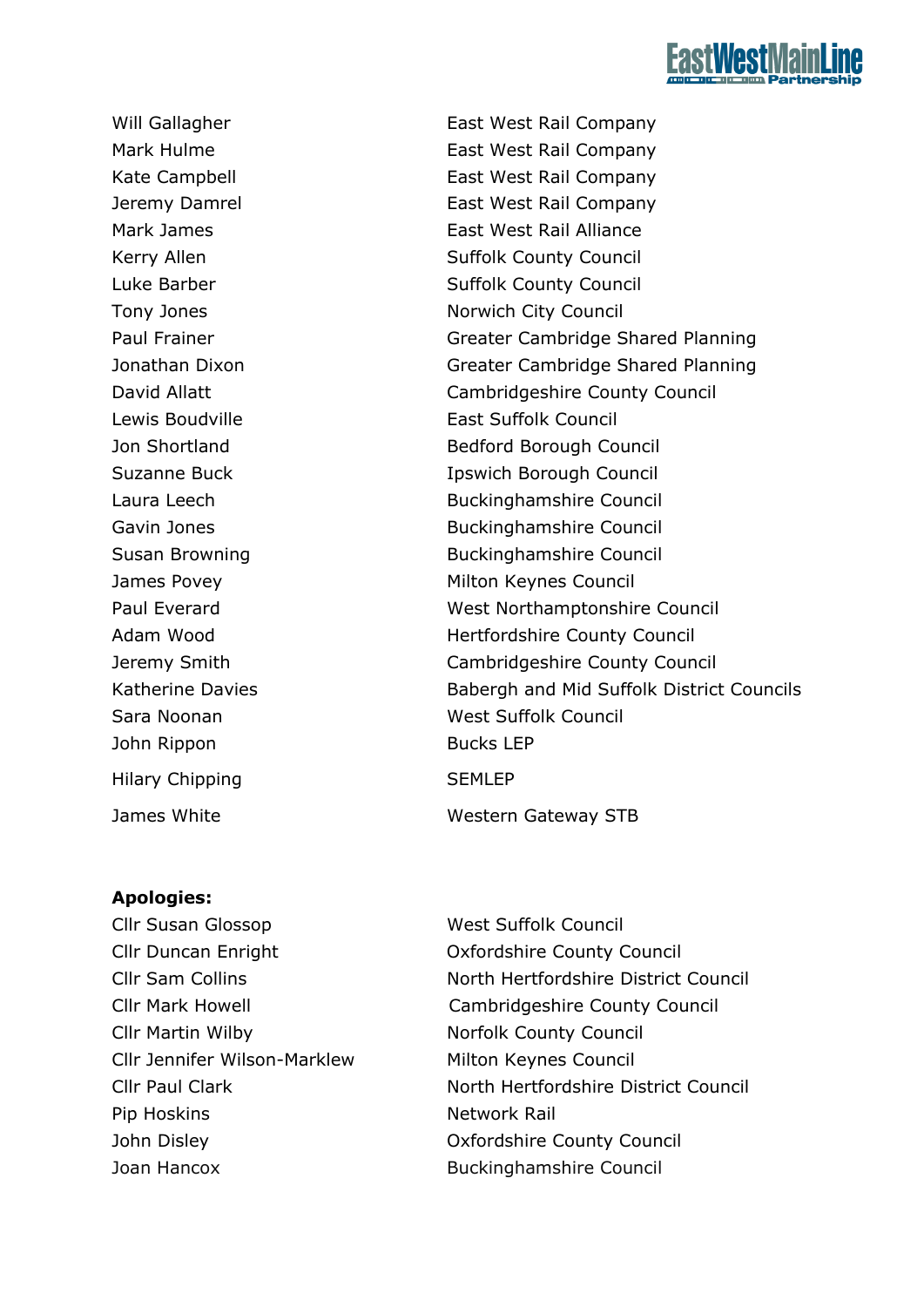| | |
|---|---|
| Will Gallagher | East West Rail Company |
| Mark Hulme | East West Rail Company |
| Kate Campbell | East West Rail Company |
| Jeremy Damrel | East West Rail Company |
| Mark James | East West Rail Alliance |
| Kerry Allen | Suffolk County Council |
| Luke Barber | Suffolk County Council |
| Tony Jones | Norwich City Council |
| Paul Frainer | Greater Cambridge Shared Planning |
| Jonathan Dixon | Greater Cambridge Shared Planning |
| David Allatt | Cambridgeshire County Council |
| Lewis Boudville | East Suffolk Council |
| Jon Shortland | Bedford Borough Council |
| Suzanne Buck | Ipswich Borough Council |
| Laura Leech | Buckinghamshire Council |
| Gavin Jones | Buckinghamshire Council |
| Susan Browning | Buckinghamshire Council |
| James Povey | Milton Keynes Council |
| Paul Everard | West Northamptonshire Council |
| Adam Wood | Hertfordshire County Council |
| Jeremy Smith | Cambridgeshire County Council |
| Katherine Davies | Babergh and Mid Suffolk District Councils |
| Sara Noonan | West Suffolk Council |
| John Rippon | Bucks LEP |
| Hilary Chipping | SEMLEP |
| James White | Western Gateway STB |

**Apologies:**

| | |
|---|---|
| Cllr Susan Glossop | West Suffolk Council |
| Cllr Duncan Enright | Oxfordshire County Council |
| Cllr Sam Collins | North Hertfordshire District Council |
| Cllr Mark Howell | Cambridgeshire County Council |
| Cllr Martin Wilby | Norfolk County Council |
| Cllr Jennifer Wilson-Marklew | Milton Keynes Council |
| Cllr Paul Clark | North Hertfordshire District Council |
| Pip Hoskins | Network Rail |
| John Disley | Oxfordshire County Council |
| Joan Hancox | Buckinghamshire Council |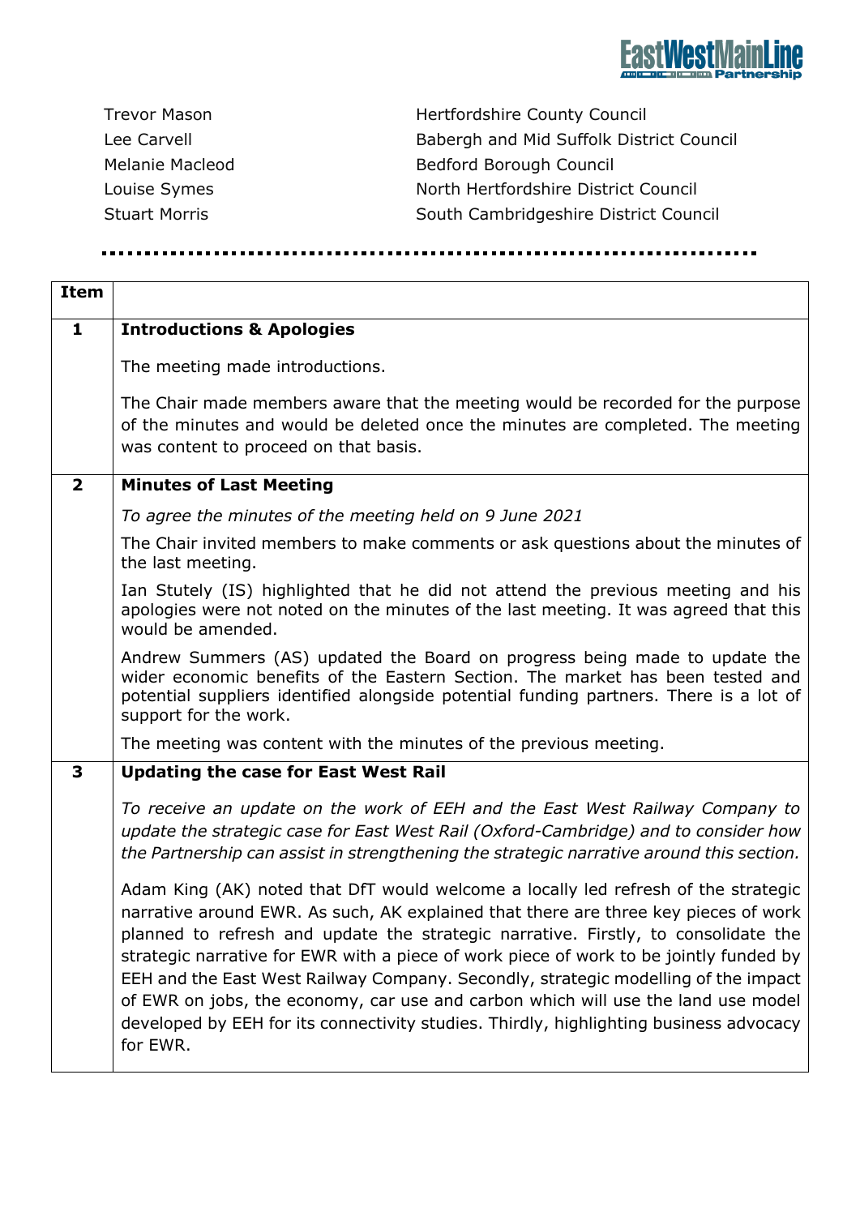| | |
|---|---|
| Trevor Mason | Hertfordshire County Council |
| Lee Carvell | Babergh and Mid Suffolk District Council |
| Melanie Macleod | Bedford Borough Council |
| Louise Symes | North Hertfordshire District Council |
| Stuart Morris | South Cambridgeshire District Council |

| Item | |
|---|---|
| **1** | **Introductions & Apologies**<br><br>The meeting made introductions.<br><br>The Chair made members aware that the meeting would be recorded for the purpose of the minutes and would be deleted once the minutes are completed. The meeting was content to proceed on that basis. |
| **2** | **Minutes of Last Meeting**<br><br>*To agree the minutes of the meeting held on 9 June 2021*<br><br>The Chair invited members to make comments or ask questions about the minutes of the last meeting.<br><br>Ian Stutely (IS) highlighted that he did not attend the previous meeting and his apologies were not noted on the minutes of the last meeting. It was agreed that this would be amended.<br><br>Andrew Summers (AS) updated the Board on progress being made to update the wider economic benefits of the Eastern Section. The market has been tested and potential suppliers identified alongside potential funding partners. There is a lot of support for the work.<br><br>The meeting was content with the minutes of the previous meeting. |
| **3** | **Updating the case for East West Rail**<br><br>*To receive an update on the work of EEH and the East West Railway Company to update the strategic case for East West Rail (Oxford-Cambridge) and to consider how the Partnership can assist in strengthening the strategic narrative around this section.*<br><br>Adam King (AK) noted that DfT would welcome a locally led refresh of the strategic narrative around EWR. As such, AK explained that there are three key pieces of work planned to refresh and update the strategic narrative. Firstly, to consolidate the strategic narrative for EWR with a piece of work piece of work to be jointly funded by EEH and the East West Railway Company. Secondly, strategic modelling of the impact of EWR on jobs, the economy, car use and carbon which will use the land use model developed by EEH for its connectivity studies. Thirdly, highlighting business advocacy for EWR. |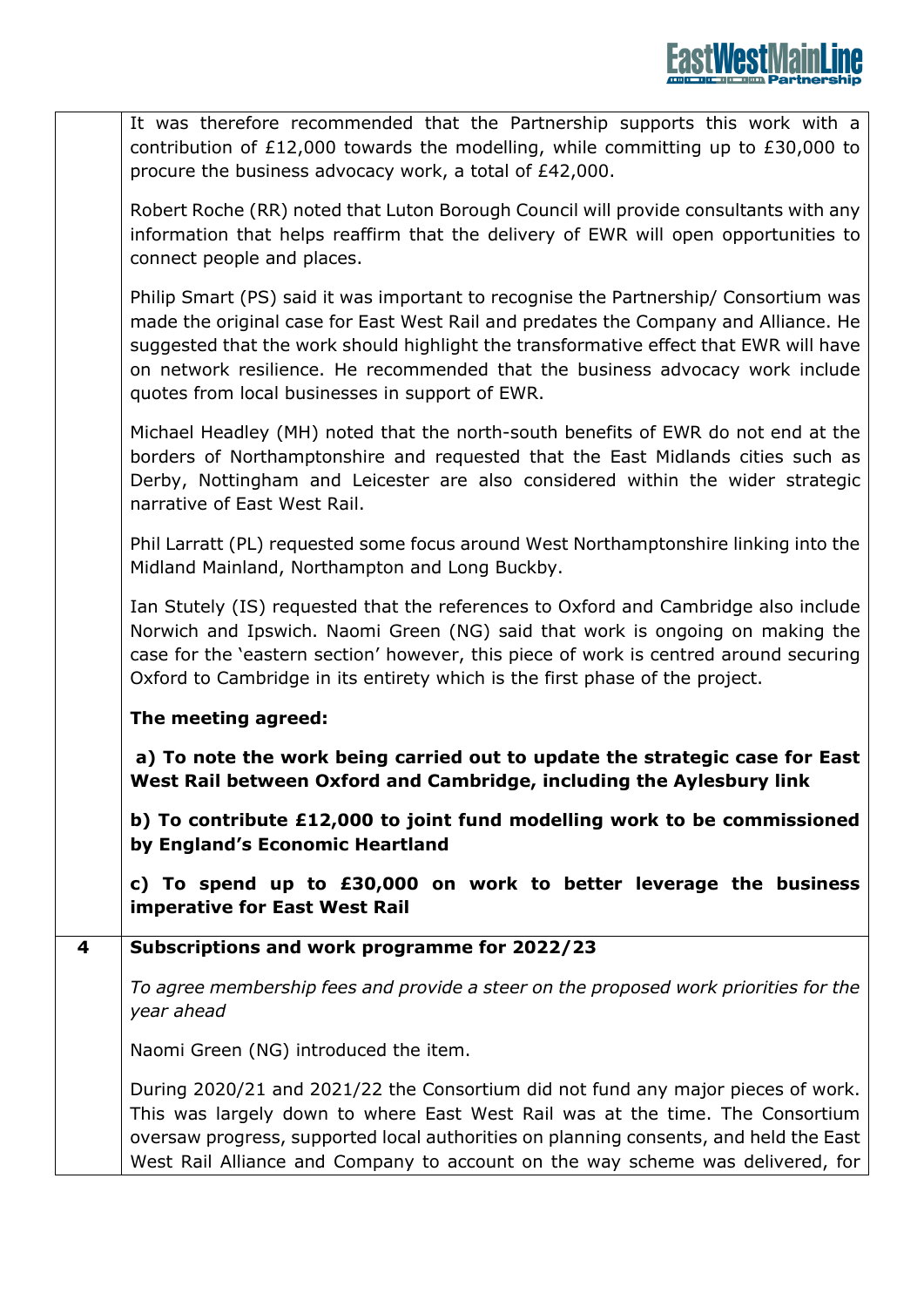| | |
|---|---|
| | It was therefore recommended that the Partnership supports this work with a contribution of £12,000 towards the modelling, while committing up to £30,000 to procure the business advocacy work, a total of £42,000.<br><br>Robert Roche (RR) noted that Luton Borough Council will provide consultants with any information that helps reaffirm that the delivery of EWR will open opportunities to connect people and places.<br><br>Philip Smart (PS) said it was important to recognise the Partnership/ Consortium was made the original case for East West Rail and predates the Company and Alliance. He suggested that the work should highlight the transformative effect that EWR will have on network resilience. He recommended that the business advocacy work include quotes from local businesses in support of EWR.<br><br>Michael Headley (MH) noted that the north-south benefits of EWR do not end at the borders of Northamptonshire and requested that the East Midlands cities such as Derby, Nottingham and Leicester are also considered within the wider strategic narrative of East West Rail.<br><br>Phil Larratt (PL) requested some focus around West Northamptonshire linking into the Midland Mainland, Northampton and Long Buckby.<br><br>Ian Stutely (IS) requested that the references to Oxford and Cambridge also include Norwich and Ipswich. Naomi Green (NG) said that work is ongoing on making the case for the 'eastern section' however, this piece of work is centred around securing Oxford to Cambridge in its entirety which is the first phase of the project.<br><br>**The meeting agreed:**<br><br>**a) To note the work being carried out to update the strategic case for East West Rail between Oxford and Cambridge, including the Aylesbury link**<br><br>**b) To contribute £12,000 to joint fund modelling work to be commissioned by England's Economic Heartland**<br><br>**c) To spend up to £30,000 on work to better leverage the business imperative for East West Rail** |
| **4** | **Subscriptions and work programme for 2022/23**<br><br>*To agree membership fees and provide a steer on the proposed work priorities for the year ahead*<br><br>Naomi Green (NG) introduced the item.<br><br>During 2020/21 and 2021/22 the Consortium did not fund any major pieces of work. This was largely down to where East West Rail was at the time. The Consortium oversaw progress, supported local authorities on planning consents, and held the East West Rail Alliance and Company to account on the way scheme was delivered, for |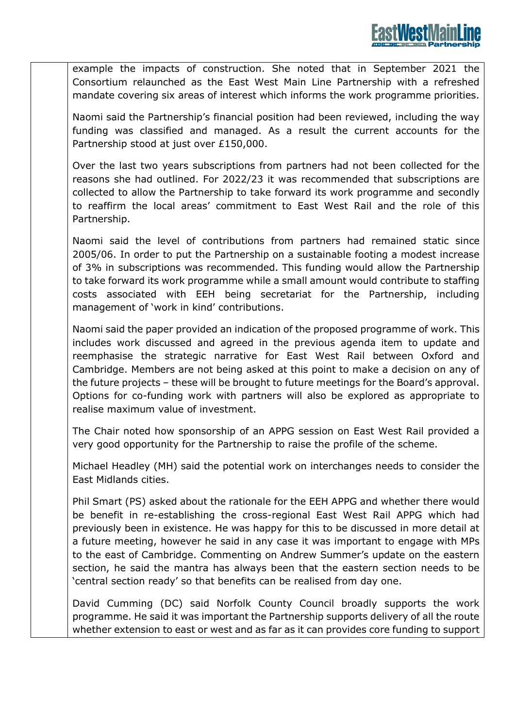example the impacts of construction. She noted that in September 2021 the Consortium relaunched as the East West Main Line Partnership with a refreshed mandate covering six areas of interest which informs the work programme priorities.

Naomi said the Partnership's financial position had been reviewed, including the way funding was classified and managed. As a result the current accounts for the Partnership stood at just over £150,000.

Over the last two years subscriptions from partners had not been collected for the reasons she had outlined. For 2022/23 it was recommended that subscriptions are collected to allow the Partnership to take forward its work programme and secondly to reaffirm the local areas' commitment to East West Rail and the role of this Partnership.

Naomi said the level of contributions from partners had remained static since 2005/06. In order to put the Partnership on a sustainable footing a modest increase of 3% in subscriptions was recommended. This funding would allow the Partnership to take forward its work programme while a small amount would contribute to staffing costs associated with EEH being secretariat for the Partnership, including management of 'work in kind' contributions.

Naomi said the paper provided an indication of the proposed programme of work. This includes work discussed and agreed in the previous agenda item to update and reemphasise the strategic narrative for East West Rail between Oxford and Cambridge. Members are not being asked at this point to make a decision on any of the future projects – these will be brought to future meetings for the Board's approval. Options for co-funding work with partners will also be explored as appropriate to realise maximum value of investment.

The Chair noted how sponsorship of an APPG session on East West Rail provided a very good opportunity for the Partnership to raise the profile of the scheme.

Michael Headley (MH) said the potential work on interchanges needs to consider the East Midlands cities.

Phil Smart (PS) asked about the rationale for the EEH APPG and whether there would be benefit in re-establishing the cross-regional East West Rail APPG which had previously been in existence. He was happy for this to be discussed in more detail at a future meeting, however he said in any case it was important to engage with MPs to the east of Cambridge. Commenting on Andrew Summer's update on the eastern section, he said the mantra has always been that the eastern section needs to be 'central section ready' so that benefits can be realised from day one.

David Cumming (DC) said Norfolk County Council broadly supports the work programme. He said it was important the Partnership supports delivery of all the route whether extension to east or west and as far as it can provides core funding to support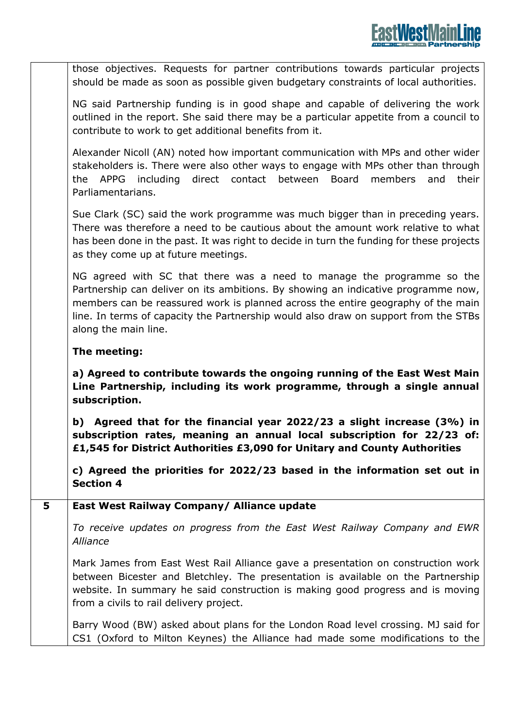| | |
|---|---|
| | those objectives. Requests for partner contributions towards particular projects should be made as soon as possible given budgetary constraints of local authorities.<br><br>NG said Partnership funding is in good shape and capable of delivering the work outlined in the report. She said there may be a particular appetite from a council to contribute to work to get additional benefits from it.<br><br>Alexander Nicoll (AN) noted how important communication with MPs and other wider stakeholders is. There were also other ways to engage with MPs other than through the APPG including direct contact between Board members and their Parliamentarians.<br><br>Sue Clark (SC) said the work programme was much bigger than in preceding years. There was therefore a need to be cautious about the amount work relative to what has been done in the past. It was right to decide in turn the funding for these projects as they come up at future meetings.<br><br>NG agreed with SC that there was a need to manage the programme so the Partnership can deliver on its ambitions. By showing an indicative programme now, members can be reassured work is planned across the entire geography of the main line. In terms of capacity the Partnership would also draw on support from the STBs along the main line.<br><br>**The meeting:**<br><br>**a) Agreed to contribute towards the ongoing running of the East West Main Line Partnership, including its work programme, through a single annual subscription.**<br><br>**b) Agreed that for the financial year 2022/23 a slight increase (3%) in subscription rates, meaning an annual local subscription for 22/23 of: £1,545 for District Authorities £3,090 for Unitary and County Authorities**<br><br>**c) Agreed the priorities for 2022/23 based in the information set out in Section 4** |
| **5** | **East West Railway Company/ Alliance update**<br><br>*To receive updates on progress from the East West Railway Company and EWR Alliance*<br><br>Mark James from East West Rail Alliance gave a presentation on construction work between Bicester and Bletchley. The presentation is available on the Partnership website. In summary he said construction is making good progress and is moving from a civils to rail delivery project.<br><br>Barry Wood (BW) asked about plans for the London Road level crossing. MJ said for CS1 (Oxford to Milton Keynes) the Alliance had made some modifications to the |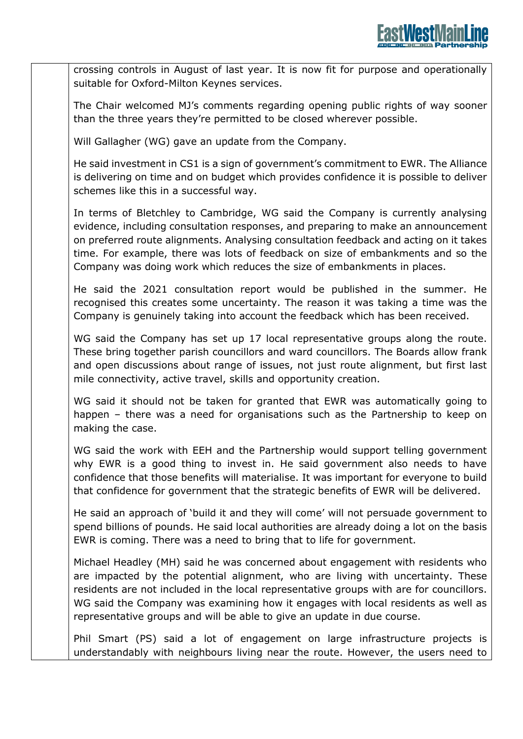crossing controls in August of last year. It is now fit for purpose and operationally suitable for Oxford-Milton Keynes services.

The Chair welcomed MJ's comments regarding opening public rights of way sooner than the three years they're permitted to be closed wherever possible.

Will Gallagher (WG) gave an update from the Company.

He said investment in CS1 is a sign of government's commitment to EWR. The Alliance is delivering on time and on budget which provides confidence it is possible to deliver schemes like this in a successful way.

In terms of Bletchley to Cambridge, WG said the Company is currently analysing evidence, including consultation responses, and preparing to make an announcement on preferred route alignments. Analysing consultation feedback and acting on it takes time. For example, there was lots of feedback on size of embankments and so the Company was doing work which reduces the size of embankments in places.

He said the 2021 consultation report would be published in the summer. He recognised this creates some uncertainty. The reason it was taking a time was the Company is genuinely taking into account the feedback which has been received.

WG said the Company has set up 17 local representative groups along the route. These bring together parish councillors and ward councillors. The Boards allow frank and open discussions about range of issues, not just route alignment, but first last mile connectivity, active travel, skills and opportunity creation.

WG said it should not be taken for granted that EWR was automatically going to happen – there was a need for organisations such as the Partnership to keep on making the case.

WG said the work with EEH and the Partnership would support telling government why EWR is a good thing to invest in. He said government also needs to have confidence that those benefits will materialise. It was important for everyone to build that confidence for government that the strategic benefits of EWR will be delivered.

He said an approach of 'build it and they will come' will not persuade government to spend billions of pounds. He said local authorities are already doing a lot on the basis EWR is coming. There was a need to bring that to life for government.

Michael Headley (MH) said he was concerned about engagement with residents who are impacted by the potential alignment, who are living with uncertainty. These residents are not included in the local representative groups with are for councillors. WG said the Company was examining how it engages with local residents as well as representative groups and will be able to give an update in due course.

Phil Smart (PS) said a lot of engagement on large infrastructure projects is understandably with neighbours living near the route. However, the users need to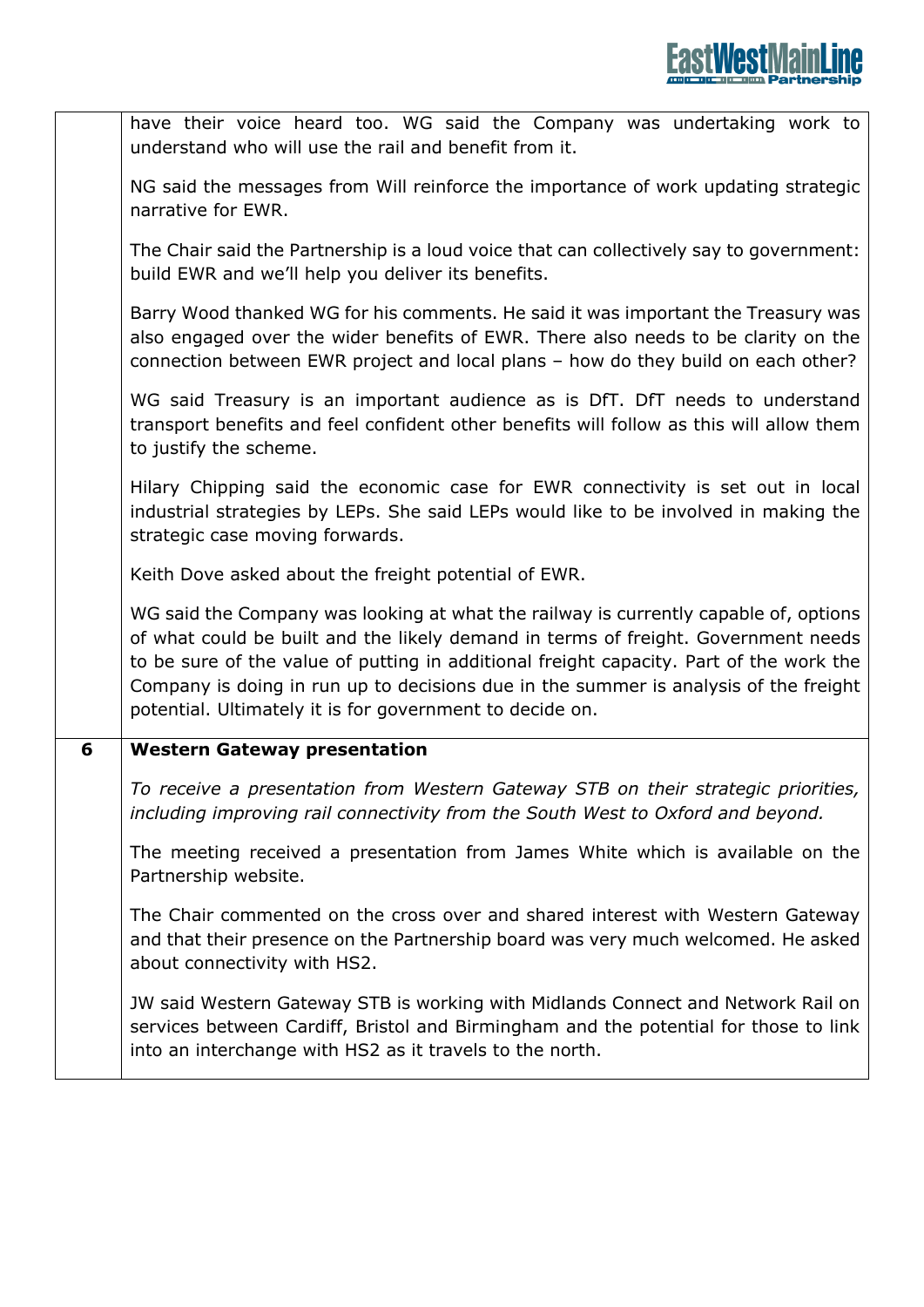| | |
|---|---|
| | have their voice heard too. WG said the Company was undertaking work to understand who will use the rail and benefit from it.<br><br>NG said the messages from Will reinforce the importance of work updating strategic narrative for EWR.<br><br>The Chair said the Partnership is a loud voice that can collectively say to government: build EWR and we'll help you deliver its benefits.<br><br>Barry Wood thanked WG for his comments. He said it was important the Treasury was also engaged over the wider benefits of EWR. There also needs to be clarity on the connection between EWR project and local plans – how do they build on each other?<br><br>WG said Treasury is an important audience as is DfT. DfT needs to understand transport benefits and feel confident other benefits will follow as this will allow them to justify the scheme.<br><br>Hilary Chipping said the economic case for EWR connectivity is set out in local industrial strategies by LEPs. She said LEPs would like to be involved in making the strategic case moving forwards.<br><br>Keith Dove asked about the freight potential of EWR.<br><br>WG said the Company was looking at what the railway is currently capable of, options of what could be built and the likely demand in terms of freight. Government needs to be sure of the value of putting in additional freight capacity. Part of the work the Company is doing in run up to decisions due in the summer is analysis of the freight potential. Ultimately it is for government to decide on. |
| **6** | **Western Gateway presentation**<br><br>*To receive a presentation from Western Gateway STB on their strategic priorities, including improving rail connectivity from the South West to Oxford and beyond.*<br><br>The meeting received a presentation from James White which is available on the Partnership website.<br><br>The Chair commented on the cross over and shared interest with Western Gateway and that their presence on the Partnership board was very much welcomed. He asked about connectivity with HS2.<br><br>JW said Western Gateway STB is working with Midlands Connect and Network Rail on services between Cardiff, Bristol and Birmingham and the potential for those to link into an interchange with HS2 as it travels to the north. |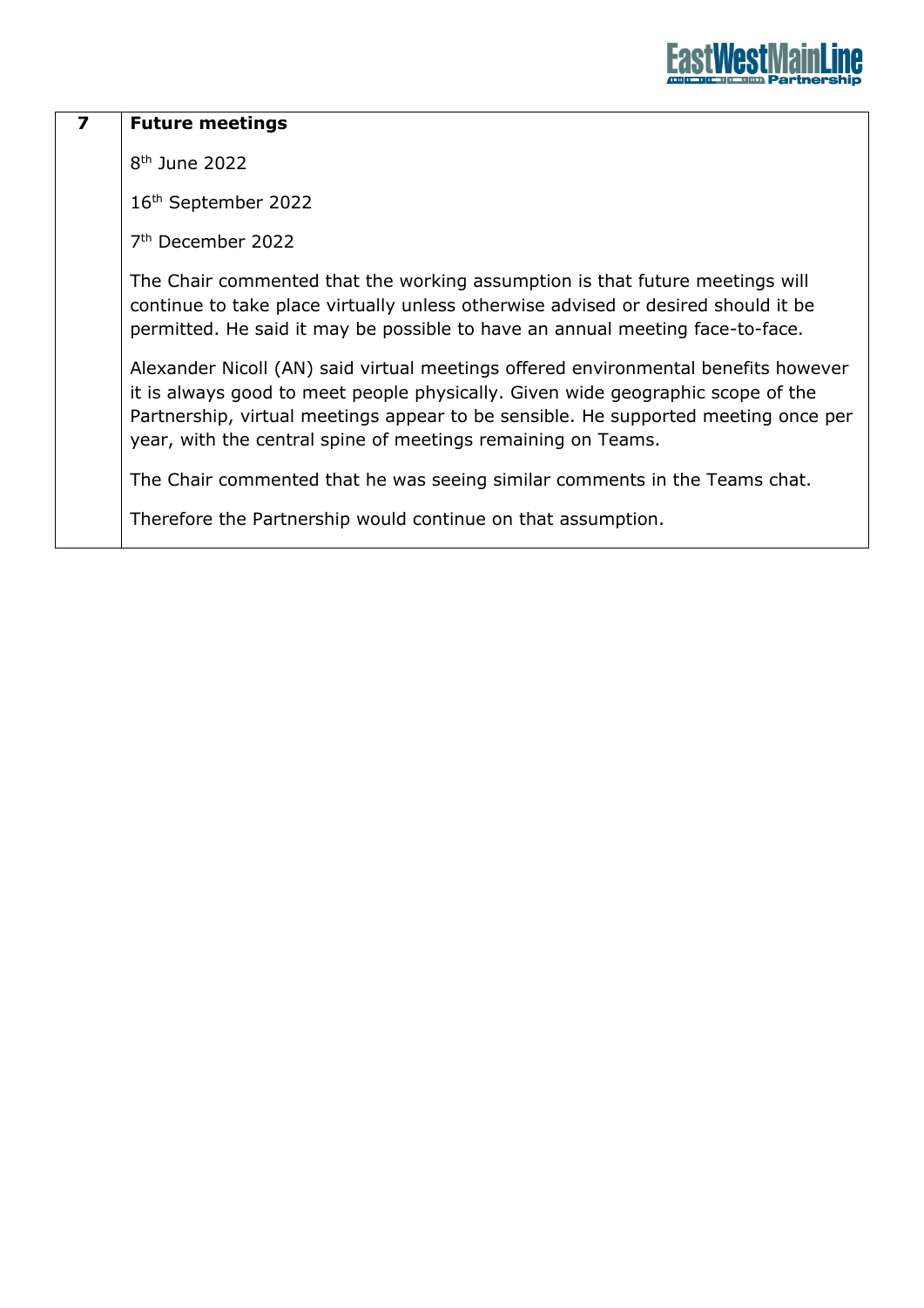| | |
|---|---|
| **7** | **Future meetings** |
| | 8th June 2022 |
| | 16th September 2022 |
| | 7th December 2022 |
| | The Chair commented that the working assumption is that future meetings will continue to take place virtually unless otherwise advised or desired should it be permitted. He said it may be possible to have an annual meeting face-to-face. |
| | Alexander Nicoll (AN) said virtual meetings offered environmental benefits however it is always good to meet people physically. Given wide geographic scope of the Partnership, virtual meetings appear to be sensible. He supported meeting once per year, with the central spine of meetings remaining on Teams. |
| | The Chair commented that he was seeing similar comments in the Teams chat. |
| | Therefore the Partnership would continue on that assumption. |